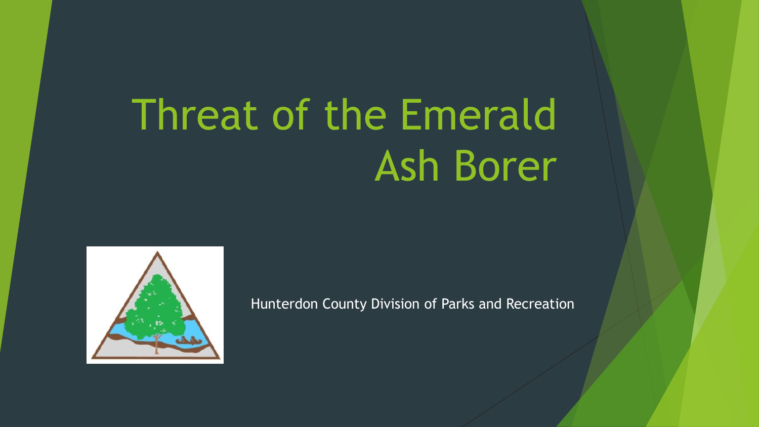# Threat of the Emerald Ash Borer

Hunterdon County Division of Parks and Recreation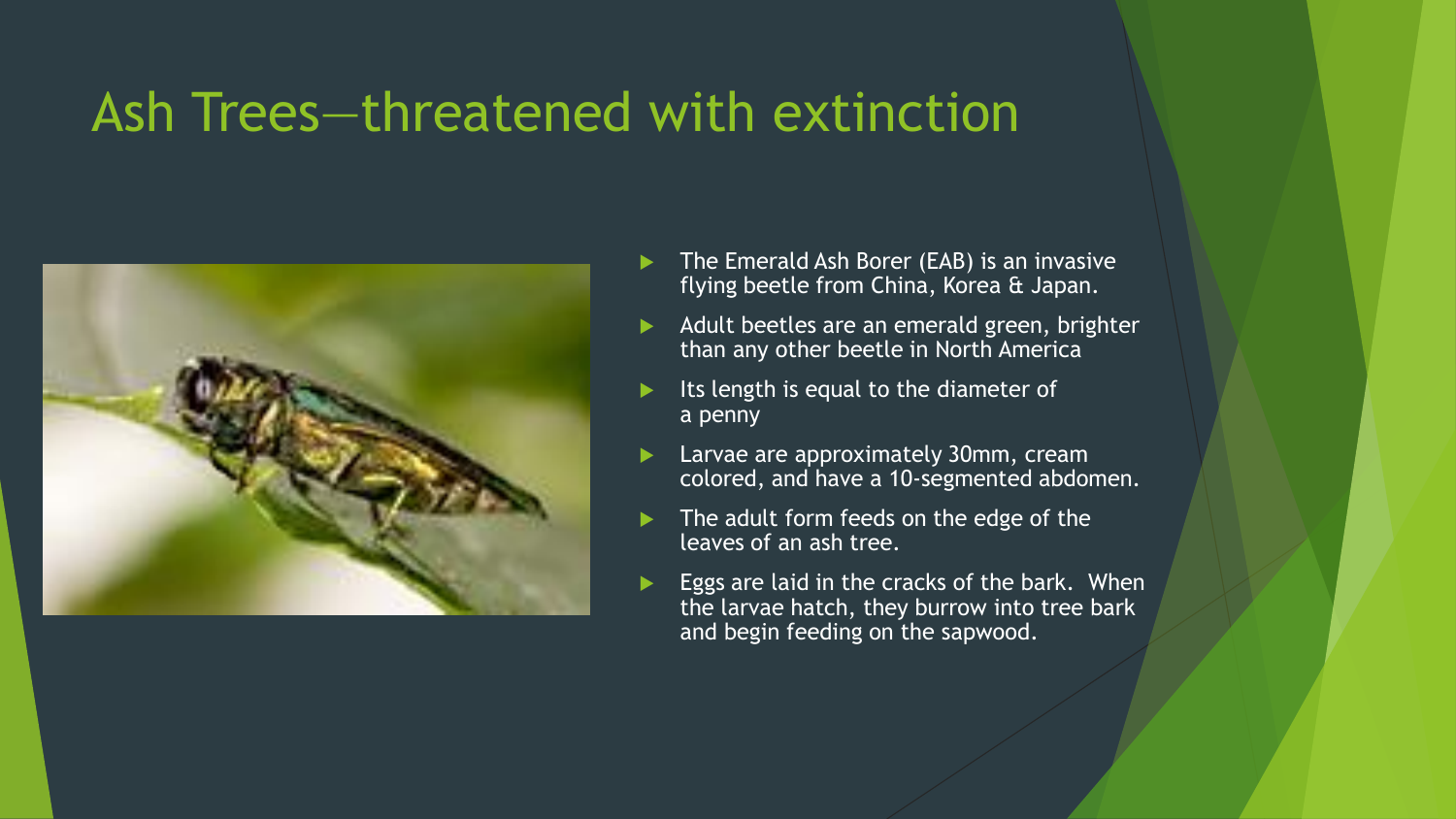# Ash Trees—threatened with extinction

- The Emerald Ash Borer (EAB) is an invasive flying beetle from China, Korea & Japan.
- Adult beetles are an emerald green, brighter than any other beetle in North America
- Its length is equal to the diameter of a penny
- Larvae are approximately 30mm, cream colored, and have a 10-segmented abdomen.
- The adult form feeds on the edge of the leaves of an ash tree.
- Eggs are laid in the cracks of the bark. When the larvae hatch, they burrow into tree bark and begin feeding on the sapwood.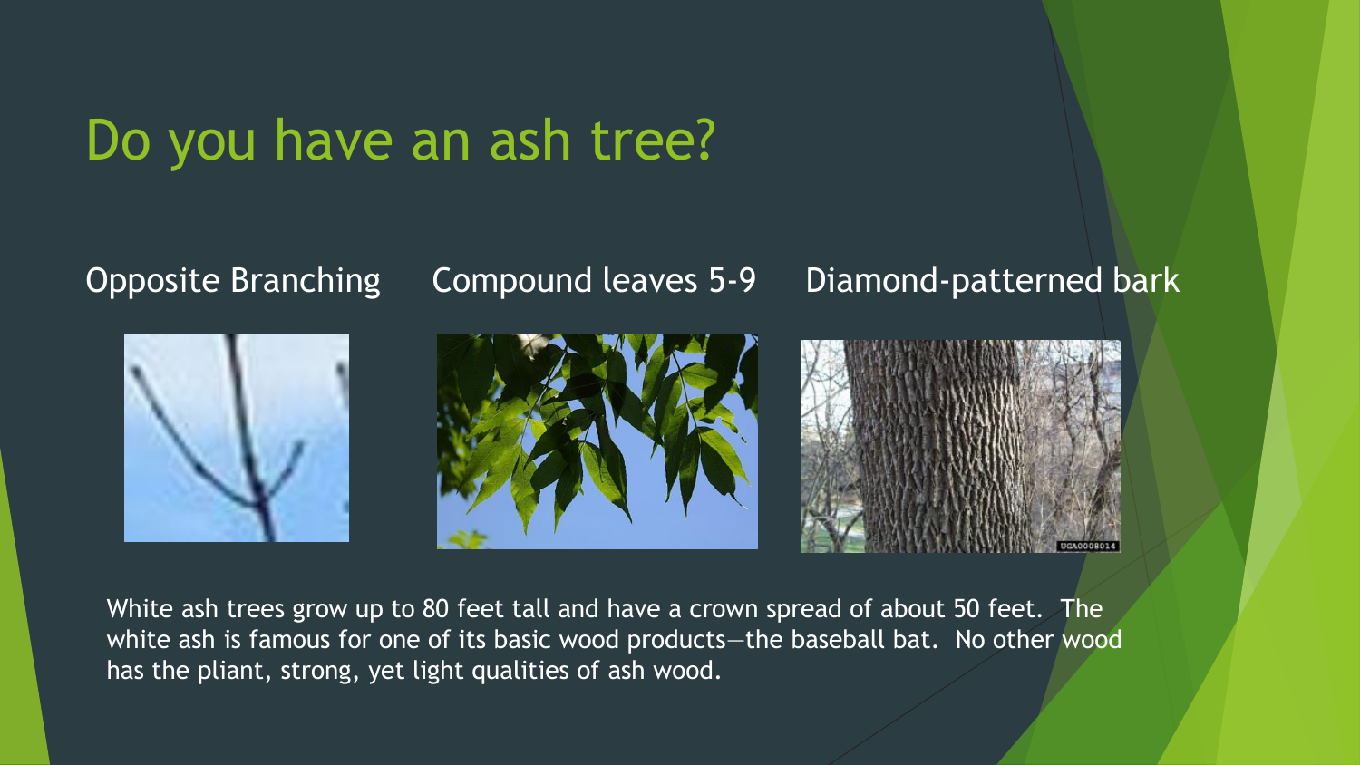# Do you have an ash tree?

Opposite Branching

Compound leaves 5-9

Diamond-patterned bark

White ash trees grow up to 80 feet tall and have a crown spread of about 50 feet. The white ash is famous for one of its basic wood products—the baseball bat. No other wood has the pliant, strong, yet light qualities of ash wood.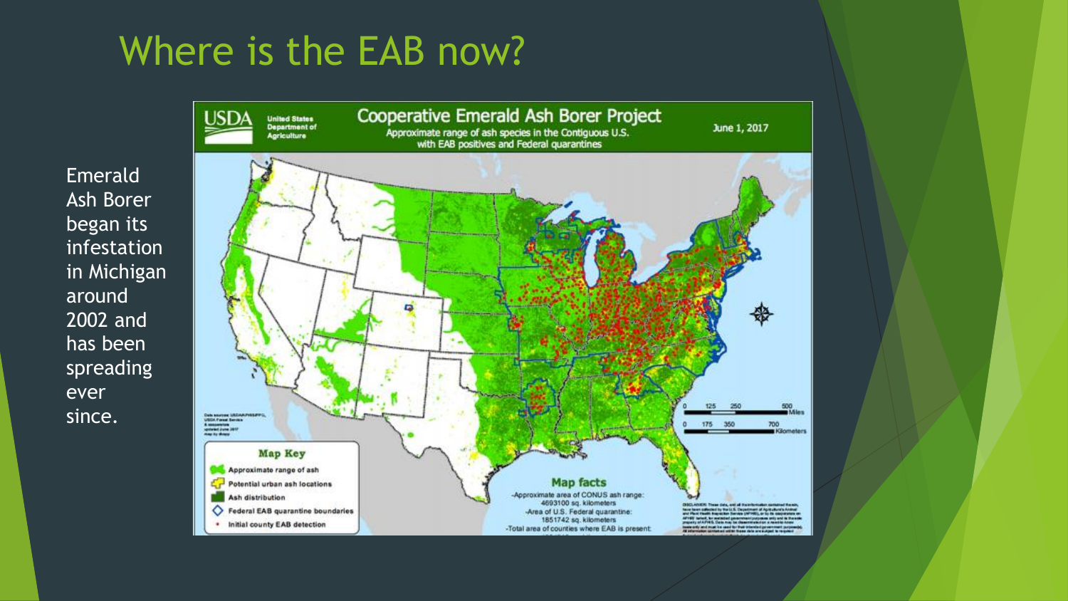# Where is the EAB now?

Emerald Ash Borer began its infestation in Michigan around 2002 and has been spreading ever since.

USDA United States Department of Agriculture

**Cooperative Emerald Ash Borer Project**

Approximate range of ash species in the Contiguous U.S. with EAB positives and Federal quarantines

June 1, 2017

**Map Key**

- Approximate range of ash
- Potential urban ash locations
- Ash distribution
- Federal EAB quarantine boundaries
- Initial county EAB detection

**Map facts**

-Approximate area of CONUS ash range: 4693100 sq. kilometers

-Area of U.S. Federal quarantine: 1851742 sq. kilometers

-Total area of counties where EAB is present: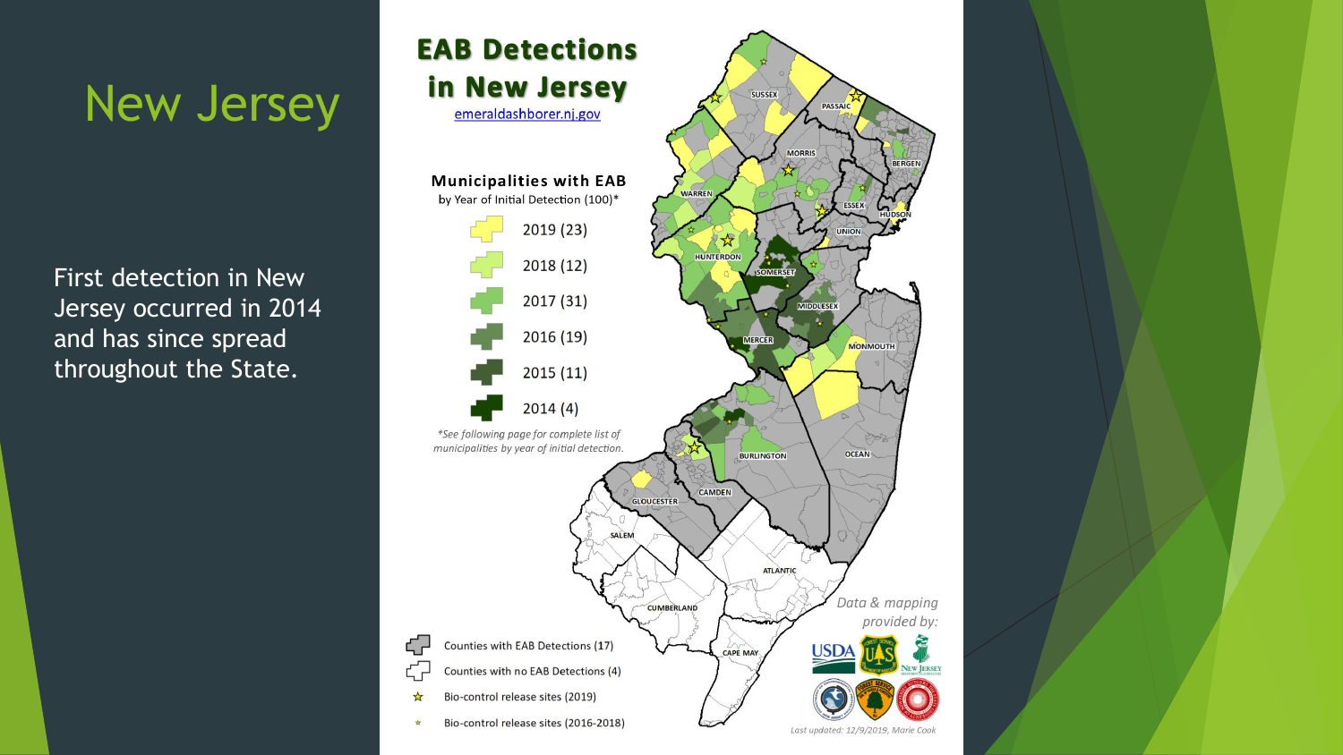# New Jersey

First detection in New Jersey occurred in 2014 and has since spread throughout the State.

## EAB Detections in New Jersey

emeraldashborer.nj.gov

**Municipalities with EAB**
by Year of Initial Detection (100)*

- 2019 (23)
- 2018 (12)
- 2017 (31)
- 2016 (19)
- 2015 (11)
- 2014 (4)

*\*See following page for complete list of municipalities by year of initial detection.*

SUSSEX, PASSAIC, BERGEN, MORRIS, WARREN, ESSEX, HUDSON, UNION, HUNTERDON, SOMERSET, MIDDLESEX, MERCER, MONMOUTH, BURLINGTON, OCEAN, CAMDEN, GLOUCESTER, SALEM, ATLANTIC, CUMBERLAND, CAPE MAY

- Counties with EAB Detections (17)
- Counties with no EAB Detections (4)
- Bio-control release sites (2019)
- Bio-control release sites (2016-2018)

*Data & mapping provided by:*

USDA, New Jersey

*Last updated: 12/9/2019, Marie Cook*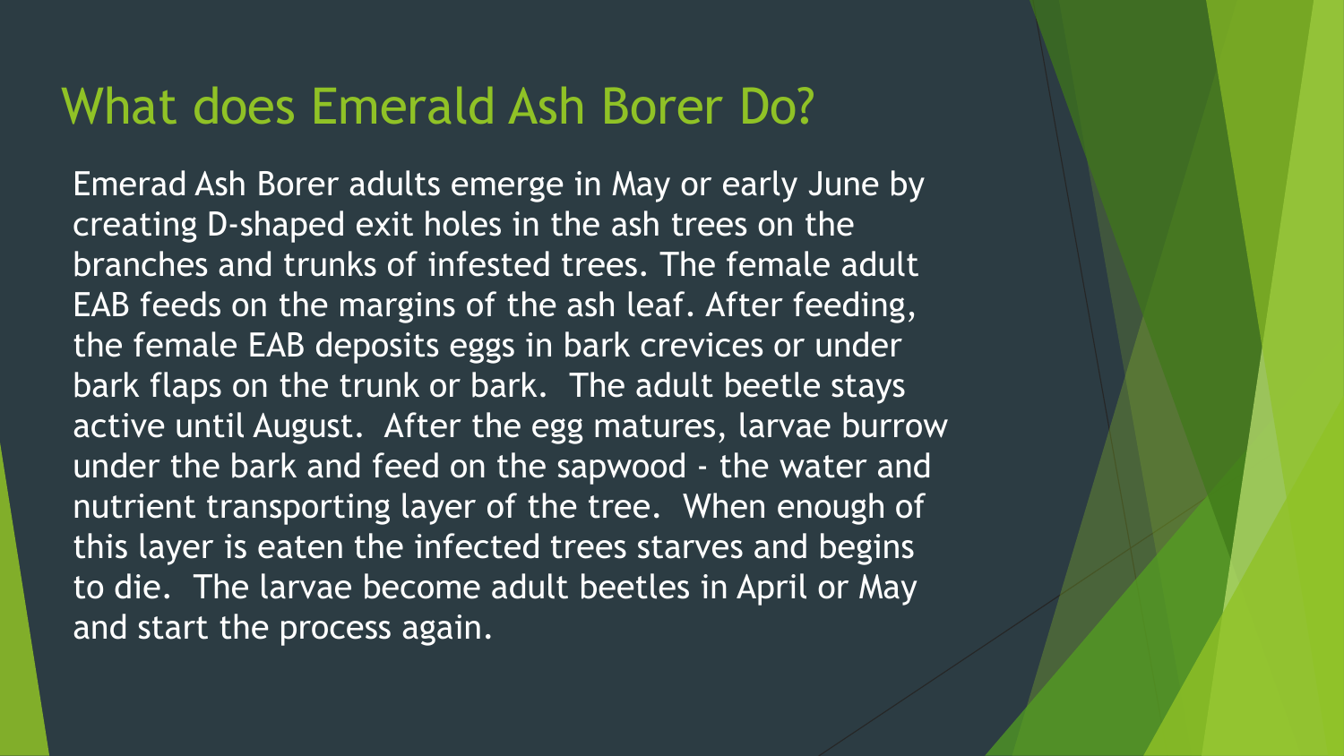# What does Emerald Ash Borer Do?

Emerad Ash Borer adults emerge in May or early June by creating D-shaped exit holes in the ash trees on the branches and trunks of infested trees. The female adult EAB feeds on the margins of the ash leaf. After feeding, the female EAB deposits eggs in bark crevices or under bark flaps on the trunk or bark. The adult beetle stays active until August. After the egg matures, larvae burrow under the bark and feed on the sapwood - the water and nutrient transporting layer of the tree. When enough of this layer is eaten the infected trees starves and begins to die. The larvae become adult beetles in April or May and start the process again.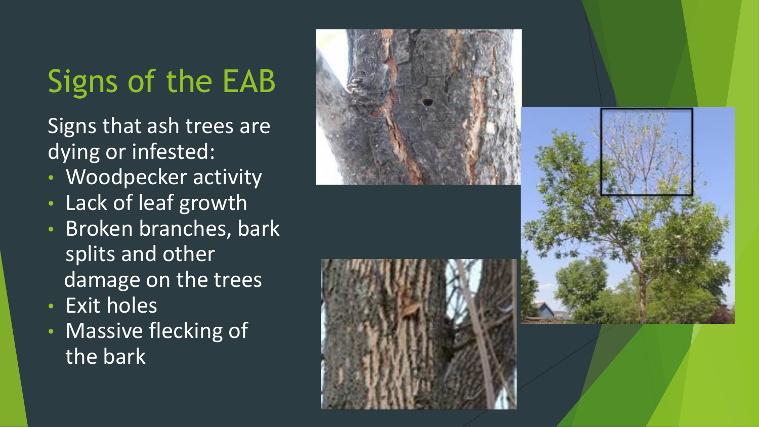# Signs of the EAB

Signs that ash trees are dying or infested:

- Woodpecker activity
- Lack of leaf growth
- Broken branches, bark splits and other damage on the trees
- Exit holes
- Massive flecking of the bark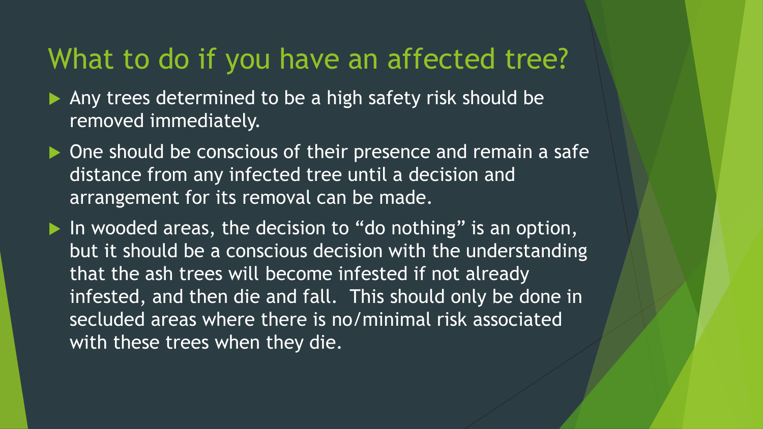# What to do if you have an affected tree?

- Any trees determined to be a high safety risk should be removed immediately.
- One should be conscious of their presence and remain a safe distance from any infected tree until a decision and arrangement for its removal can be made.
- In wooded areas, the decision to "do nothing" is an option, but it should be a conscious decision with the understanding that the ash trees will become infested if not already infested, and then die and fall. This should only be done in secluded areas where there is no/minimal risk associated with these trees when they die.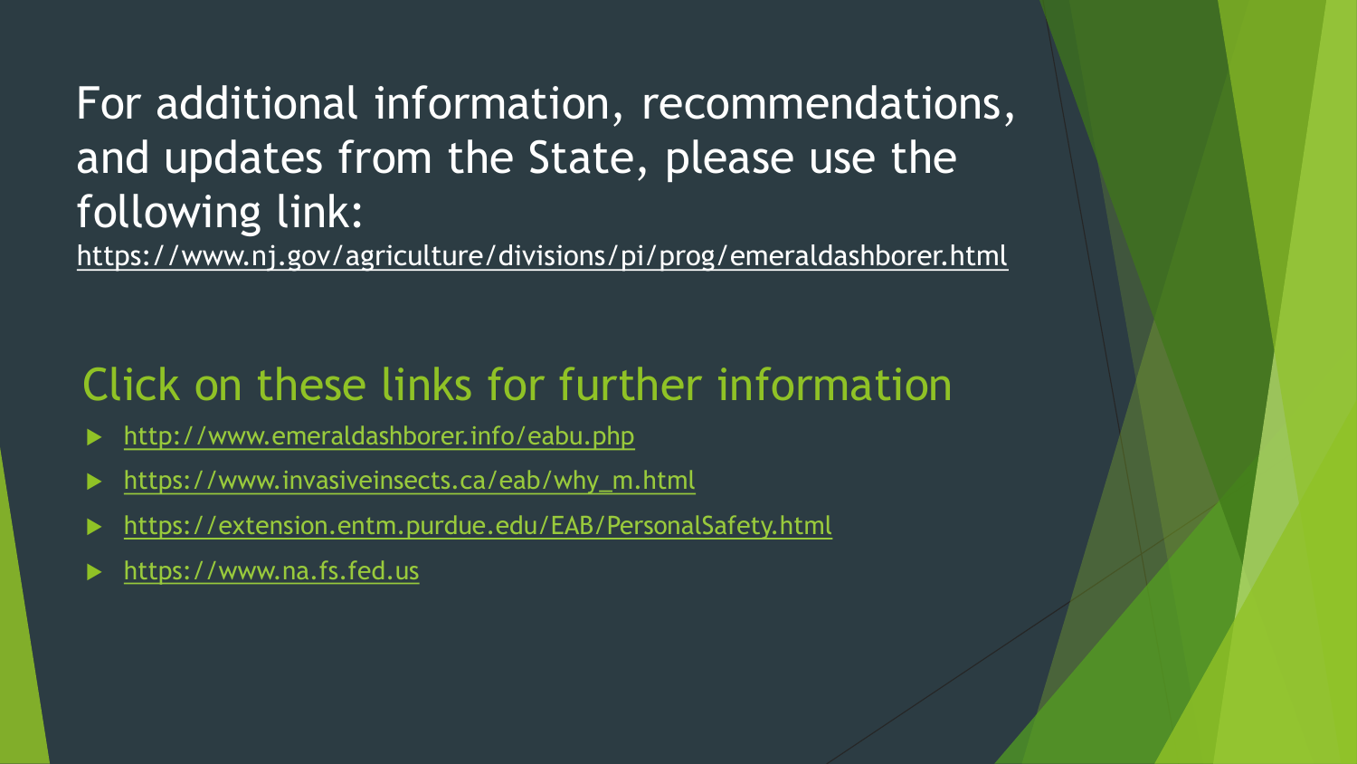## For additional information, recommendations, and updates from the State, please use the following link:

https://www.nj.gov/agriculture/divisions/pi/prog/emeraldashborer.html

## Click on these links for further information

- http://www.emeraldashborer.info/eabu.php
- https://www.invasiveinsects.ca/eab/why_m.html
- https://extension.entm.purdue.edu/EAB/PersonalSafety.html
- https://www.na.fs.fed.us